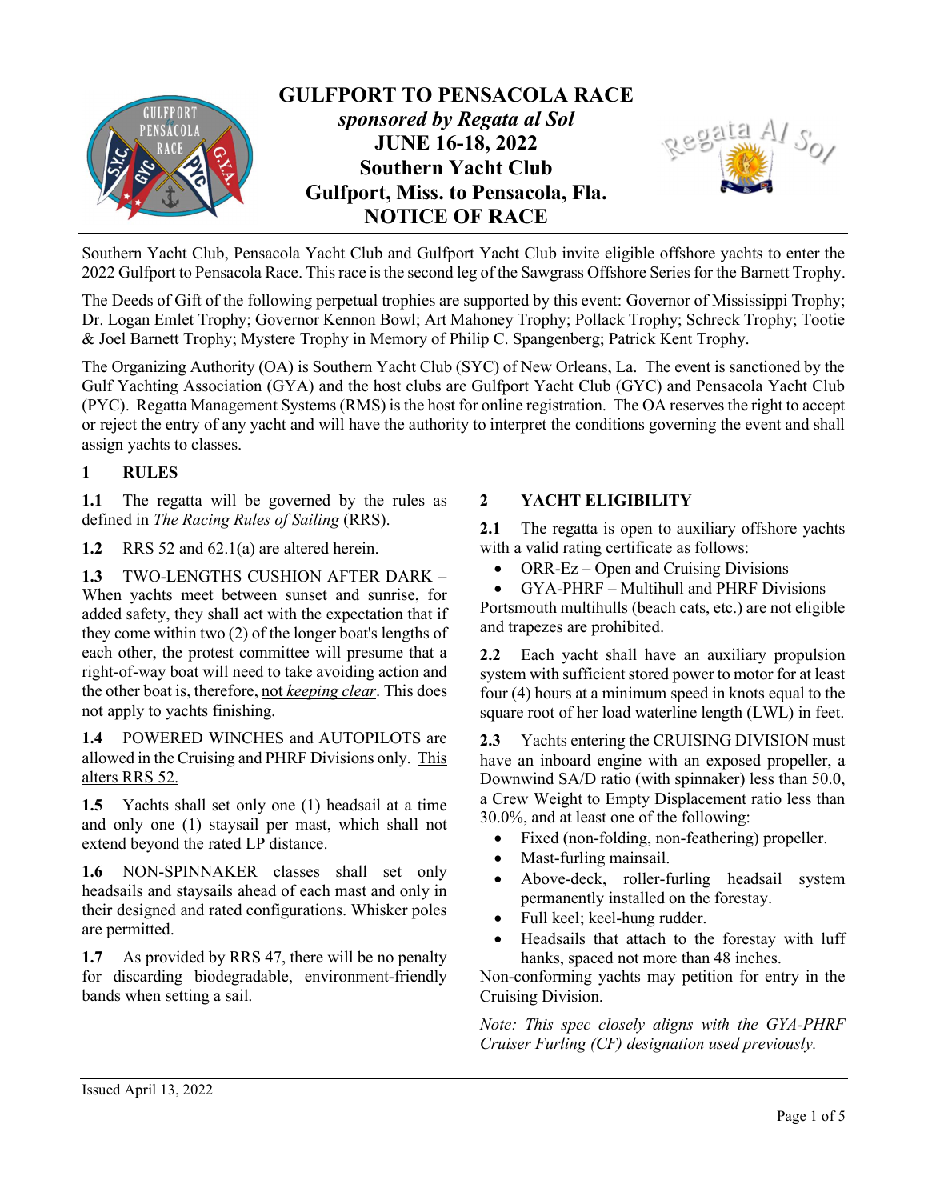# GULFPORT TO PENSACOLA RACE

*sponsored by Regata al Sol*

**JUNE 16-18, 2022**

**Southern Yacht Club**

**Gulfport, Miss. to Pensacola, Fla.**

**NOTICE OF RACE**

Southern Yacht Club, Pensacola Yacht Club and Gulfport Yacht Club invite eligible offshore yachts to enter the 2022 Gulfport to Pensacola Race. This race is the second leg of the Sawgrass Offshore Series for the Barnett Trophy.

The Deeds of Gift of the following perpetual trophies are supported by this event: Governor of Mississippi Trophy; Dr. Logan Emlet Trophy; Governor Kennon Bowl; Art Mahoney Trophy; Pollack Trophy; Schreck Trophy; Tootie & Joel Barnett Trophy; Mystere Trophy in Memory of Philip C. Spangenberg; Patrick Kent Trophy.

The Organizing Authority (OA) is Southern Yacht Club (SYC) of New Orleans, La. The event is sanctioned by the Gulf Yachting Association (GYA) and the host clubs are Gulfport Yacht Club (GYC) and Pensacola Yacht Club (PYC). Regatta Management Systems (RMS) is the host for online registration. The OA reserves the right to accept or reject the entry of any yacht and will have the authority to interpret the conditions governing the event and shall assign yachts to classes.

## 1 RULES

**1.1** The regatta will be governed by the rules as defined in *The Racing Rules of Sailing* (RRS).

**1.2** RRS 52 and 62.1(a) are altered herein.

**1.3** TWO-LENGTHS CUSHION AFTER DARK – When yachts meet between sunset and sunrise, for added safety, they shall act with the expectation that if they come within two (2) of the longer boat's lengths of each other, the protest committee will presume that a right-of-way boat will need to take avoiding action and the other boat is, therefore, not *keeping clear*. This does not apply to yachts finishing.

**1.4** POWERED WINCHES and AUTOPILOTS are allowed in the Cruising and PHRF Divisions only. This alters RRS 52.

**1.5** Yachts shall set only one (1) headsail at a time and only one (1) staysail per mast, which shall not extend beyond the rated LP distance.

**1.6** NON-SPINNAKER classes shall set only headsails and staysails ahead of each mast and only in their designed and rated configurations. Whisker poles are permitted.

**1.7** As provided by RRS 47, there will be no penalty for discarding biodegradable, environment-friendly bands when setting a sail.

## 2 YACHT ELIGIBILITY

**2.1** The regatta is open to auxiliary offshore yachts with a valid rating certificate as follows:

- ORR-Ez – Open and Cruising Divisions
- GYA-PHRF – Multihull and PHRF Divisions

Portsmouth multihulls (beach cats, etc.) are not eligible and trapezes are prohibited.

**2.2** Each yacht shall have an auxiliary propulsion system with sufficient stored power to motor for at least four (4) hours at a minimum speed in knots equal to the square root of her load waterline length (LWL) in feet.

**2.3** Yachts entering the CRUISING DIVISION must have an inboard engine with an exposed propeller, a Downwind SA/D ratio (with spinnaker) less than 50.0, a Crew Weight to Empty Displacement ratio less than 30.0%, and at least one of the following:

- Fixed (non-folding, non-feathering) propeller.
- Mast-furling mainsail.
- Above-deck, roller-furling headsail system permanently installed on the forestay.
- Full keel; keel-hung rudder.
- Headsails that attach to the forestay with luff hanks, spaced not more than 48 inches.

Non-conforming yachts may petition for entry in the Cruising Division.

*Note: This spec closely aligns with the GYA-PHRF Cruiser Furling (CF) designation used previously.*

Issued April 13, 2022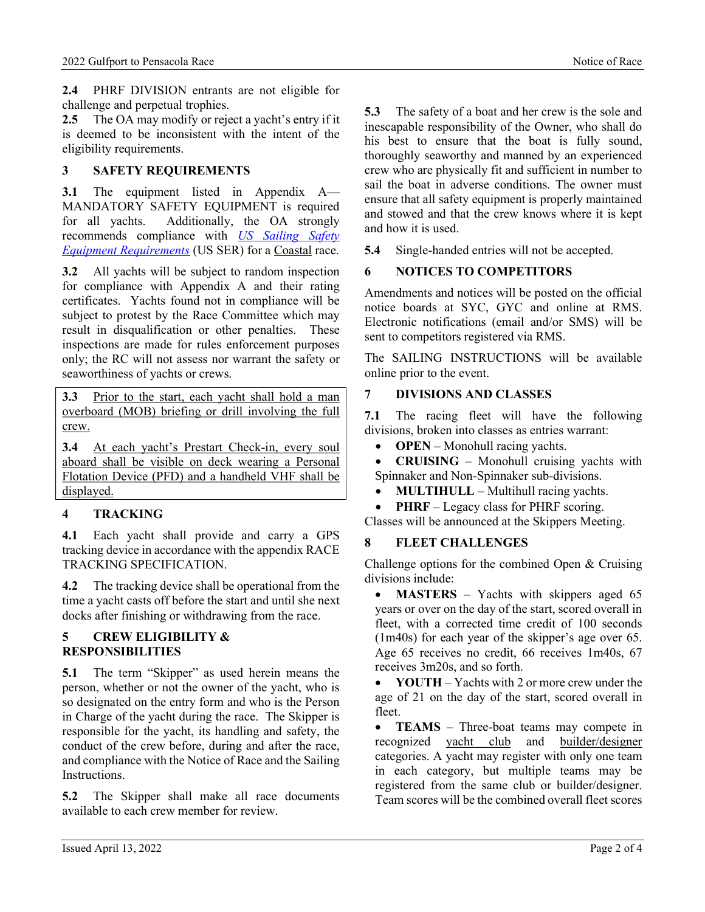**2.4** PHRF DIVISION entrants are not eligible for challenge and perpetual trophies.

**2.5** The OA may modify or reject a yacht's entry if it is deemed to be inconsistent with the intent of the eligibility requirements.

## 3 SAFETY REQUIREMENTS

**3.1** The equipment listed in Appendix A—MANDATORY SAFETY EQUIPMENT is required for all yachts. Additionally, the OA strongly recommends compliance with *US Sailing Safety Equipment Requirements* (US SER) for a Coastal race.

**3.2** All yachts will be subject to random inspection for compliance with Appendix A and their rating certificates. Yachts found not in compliance will be subject to protest by the Race Committee which may result in disqualification or other penalties. These inspections are made for rules enforcement purposes only; the RC will not assess nor warrant the safety or seaworthiness of yachts or crews.

**3.3** Prior to the start, each yacht shall hold a man overboard (MOB) briefing or drill involving the full crew.

**3.4** At each yacht's Prestart Check-in, every soul aboard shall be visible on deck wearing a Personal Flotation Device (PFD) and a handheld VHF shall be displayed.

## 4 TRACKING

**4.1** Each yacht shall provide and carry a GPS tracking device in accordance with the appendix RACE TRACKING SPECIFICATION.

**4.2** The tracking device shall be operational from the time a yacht casts off before the start and until she next docks after finishing or withdrawing from the race.

## 5 CREW ELIGIBILITY & RESPONSIBILITIES

**5.1** The term "Skipper" as used herein means the person, whether or not the owner of the yacht, who is so designated on the entry form and who is the Person in Charge of the yacht during the race. The Skipper is responsible for the yacht, its handling and safety, the conduct of the crew before, during and after the race, and compliance with the Notice of Race and the Sailing Instructions.

**5.2** The Skipper shall make all race documents available to each crew member for review.

**5.3** The safety of a boat and her crew is the sole and inescapable responsibility of the Owner, who shall do his best to ensure that the boat is fully sound, thoroughly seaworthy and manned by an experienced crew who are physically fit and sufficient in number to sail the boat in adverse conditions. The owner must ensure that all safety equipment is properly maintained and stowed and that the crew knows where it is kept and how it is used.

**5.4** Single-handed entries will not be accepted.

## 6 NOTICES TO COMPETITORS

Amendments and notices will be posted on the official notice boards at SYC, GYC and online at RMS. Electronic notifications (email and/or SMS) will be sent to competitors registered via RMS.

The SAILING INSTRUCTIONS will be available online prior to the event.

## 7 DIVISIONS AND CLASSES

**7.1** The racing fleet will have the following divisions, broken into classes as entries warrant:

- **OPEN** – Monohull racing yachts.
- **CRUISING** – Monohull cruising yachts with Spinnaker and Non-Spinnaker sub-divisions.
- **MULTIHULL** – Multihull racing yachts.
- **PHRF** – Legacy class for PHRF scoring.

Classes will be announced at the Skippers Meeting.

## 8 FLEET CHALLENGES

Challenge options for the combined Open & Cruising divisions include:

- **MASTERS** – Yachts with skippers aged 65 years or over on the day of the start, scored overall in fleet, with a corrected time credit of 100 seconds (1m40s) for each year of the skipper's age over 65. Age 65 receives no credit, 66 receives 1m40s, 67 receives 3m20s, and so forth.
- **YOUTH** – Yachts with 2 or more crew under the age of 21 on the day of the start, scored overall in fleet.
- **TEAMS** – Three-boat teams may compete in recognized yacht club and builder/designer categories. A yacht may register with only one team in each category, but multiple teams may be registered from the same club or builder/designer. Team scores will be the combined overall fleet scores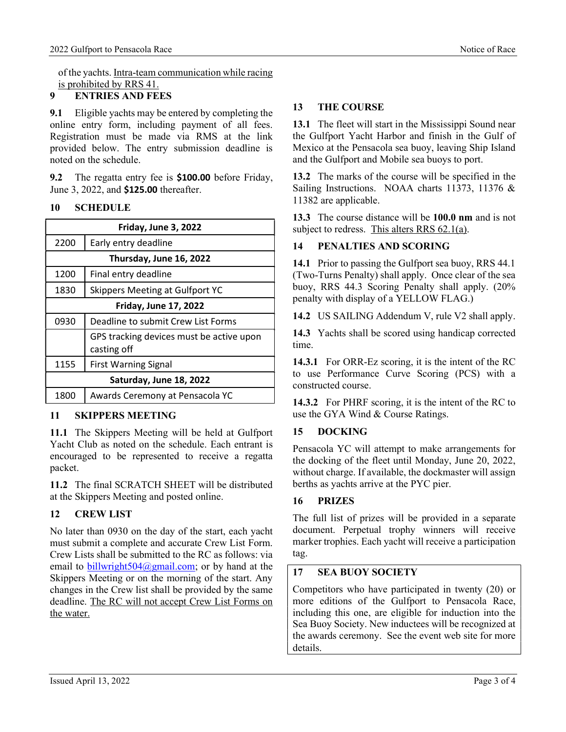of the yachts. Intra-team communication while racing is prohibited by RRS 41.

## 9 ENTRIES AND FEES

**9.1** Eligible yachts may be entered by completing the online entry form, including payment of all fees. Registration must be made via RMS at the link provided below. The entry submission deadline is noted on the schedule.

**9.2** The regatta entry fee is **$100.00** before Friday, June 3, 2022, and **$125.00** thereafter.

## 10 SCHEDULE

| Friday, June 3, 2022 | |
|---|---|
| 2200 | Early entry deadline |
| **Thursday, June 16, 2022** | |
| 1200 | Final entry deadline |
| 1830 | Skippers Meeting at Gulfport YC |
| **Friday, June 17, 2022** | |
| 0930 | Deadline to submit Crew List Forms |
| | GPS tracking devices must be active upon casting off |
| 1155 | First Warning Signal |
| **Saturday, June 18, 2022** | |
| 1800 | Awards Ceremony at Pensacola YC |

## 11 SKIPPERS MEETING

**11.1** The Skippers Meeting will be held at Gulfport Yacht Club as noted on the schedule. Each entrant is encouraged to be represented to receive a regatta packet.

**11.2** The final SCRATCH SHEET will be distributed at the Skippers Meeting and posted online.

## 12 CREW LIST

No later than 0930 on the day of the start, each yacht must submit a complete and accurate Crew List Form. Crew Lists shall be submitted to the RC as follows: via email to billwright504@gmail.com; or by hand at the Skippers Meeting or on the morning of the start. Any changes in the Crew list shall be provided by the same deadline. The RC will not accept Crew List Forms on the water.

## 13 THE COURSE

**13.1** The fleet will start in the Mississippi Sound near the Gulfport Yacht Harbor and finish in the Gulf of Mexico at the Pensacola sea buoy, leaving Ship Island and the Gulfport and Mobile sea buoys to port.

**13.2** The marks of the course will be specified in the Sailing Instructions. NOAA charts 11373, 11376 & 11382 are applicable.

**13.3** The course distance will be **100.0 nm** and is not subject to redress. This alters RRS 62.1(a).

## 14 PENALTIES AND SCORING

**14.1** Prior to passing the Gulfport sea buoy, RRS 44.1 (Two-Turns Penalty) shall apply. Once clear of the sea buoy, RRS 44.3 Scoring Penalty shall apply. (20% penalty with display of a YELLOW FLAG.)

**14.2** US SAILING Addendum V, rule V2 shall apply.

**14.3** Yachts shall be scored using handicap corrected time.

**14.3.1** For ORR-Ez scoring, it is the intent of the RC to use Performance Curve Scoring (PCS) with a constructed course.

**14.3.2** For PHRF scoring, it is the intent of the RC to use the GYA Wind & Course Ratings.

## 15 DOCKING

Pensacola YC will attempt to make arrangements for the docking of the fleet until Monday, June 20, 2022, without charge. If available, the dockmaster will assign berths as yachts arrive at the PYC pier.

## 16 PRIZES

The full list of prizes will be provided in a separate document. Perpetual trophy winners will receive marker trophies. Each yacht will receive a participation tag.

## 17 SEA BUOY SOCIETY

Competitors who have participated in twenty (20) or more editions of the Gulfport to Pensacola Race, including this one, are eligible for induction into the Sea Buoy Society. New inductees will be recognized at the awards ceremony. See the event web site for more details.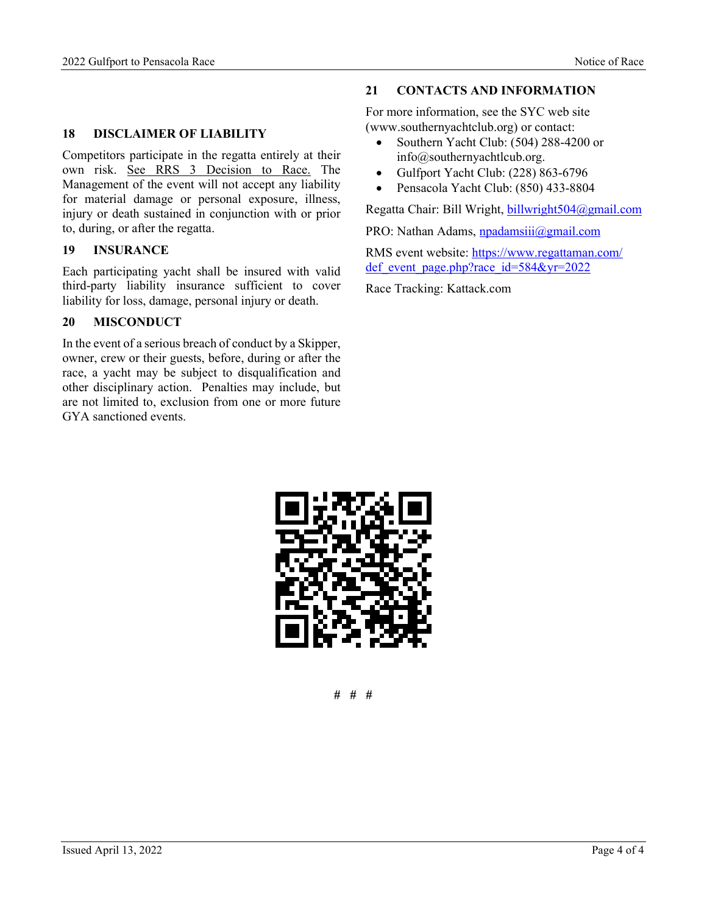## 18 DISCLAIMER OF LIABILITY

Competitors participate in the regatta entirely at their own risk. See RRS 3 Decision to Race. The Management of the event will not accept any liability for material damage or personal exposure, illness, injury or death sustained in conjunction with or prior to, during, or after the regatta.

## 19 INSURANCE

Each participating yacht shall be insured with valid third-party liability insurance sufficient to cover liability for loss, damage, personal injury or death.

## 20 MISCONDUCT

In the event of a serious breach of conduct by a Skipper, owner, crew or their guests, before, during or after the race, a yacht may be subject to disqualification and other disciplinary action. Penalties may include, but are not limited to, exclusion from one or more future GYA sanctioned events.

## 21 CONTACTS AND INFORMATION

For more information, see the SYC web site (www.southernyachtclub.org) or contact:

- Southern Yacht Club: (504) 288-4200 or info@southernyachtlcub.org.
- Gulfport Yacht Club: (228) 863-6796
- Pensacola Yacht Club: (850) 433-8804

Regatta Chair: Bill Wright, billwright504@gmail.com

PRO: Nathan Adams, npadamsiii@gmail.com

RMS event website: https://www.regattaman.com/def_event_page.php?race_id=584&yr=2022

Race Tracking: Kattack.com

# # #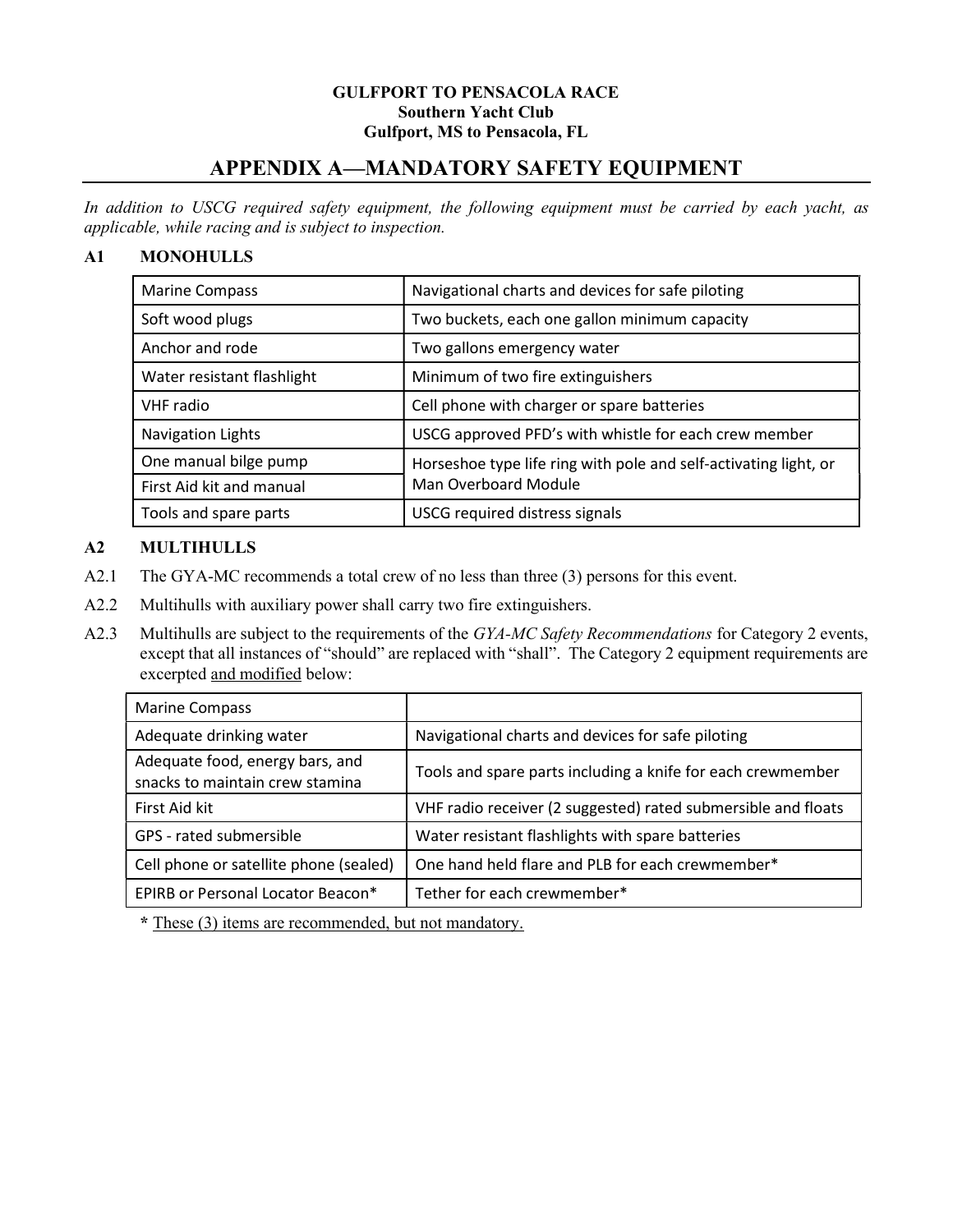**GULFPORT TO PENSACOLA RACE**
**Southern Yacht Club**
**Gulfport, MS to Pensacola, FL**

# APPENDIX A—MANDATORY SAFETY EQUIPMENT

*In addition to USCG required safety equipment, the following equipment must be carried by each yacht, as applicable, while racing and is subject to inspection.*

## A1 MONOHULLS

| | |
|---|---|
| Marine Compass | Navigational charts and devices for safe piloting |
| Soft wood plugs | Two buckets, each one gallon minimum capacity |
| Anchor and rode | Two gallons emergency water |
| Water resistant flashlight | Minimum of two fire extinguishers |
| VHF radio | Cell phone with charger or spare batteries |
| Navigation Lights | USCG approved PFD's with whistle for each crew member |
| One manual bilge pump | Horseshoe type life ring with pole and self-activating light, or Man Overboard Module |
| First Aid kit and manual | |
| Tools and spare parts | USCG required distress signals |

## A2 MULTIHULLS

A2.1 The GYA-MC recommends a total crew of no less than three (3) persons for this event.

A2.2 Multihulls with auxiliary power shall carry two fire extinguishers.

A2.3 Multihulls are subject to the requirements of the *GYA-MC Safety Recommendations* for Category 2 events, except that all instances of "should" are replaced with "shall". The Category 2 equipment requirements are excerpted <u>and modified</u> below:

| | |
|---|---|
| Marine Compass | |
| Adequate drinking water | Navigational charts and devices for safe piloting |
| Adequate food, energy bars, and snacks to maintain crew stamina | Tools and spare parts including a knife for each crewmember |
| First Aid kit | VHF radio receiver (2 suggested) rated submersible and floats |
| GPS - rated submersible | Water resistant flashlights with spare batteries |
| Cell phone or satellite phone (sealed) | One hand held flare and PLB for each crewmember* |
| EPIRB or Personal Locator Beacon* | Tether for each crewmember* |

\* <u>These (3) items are recommended, but not mandatory.</u>